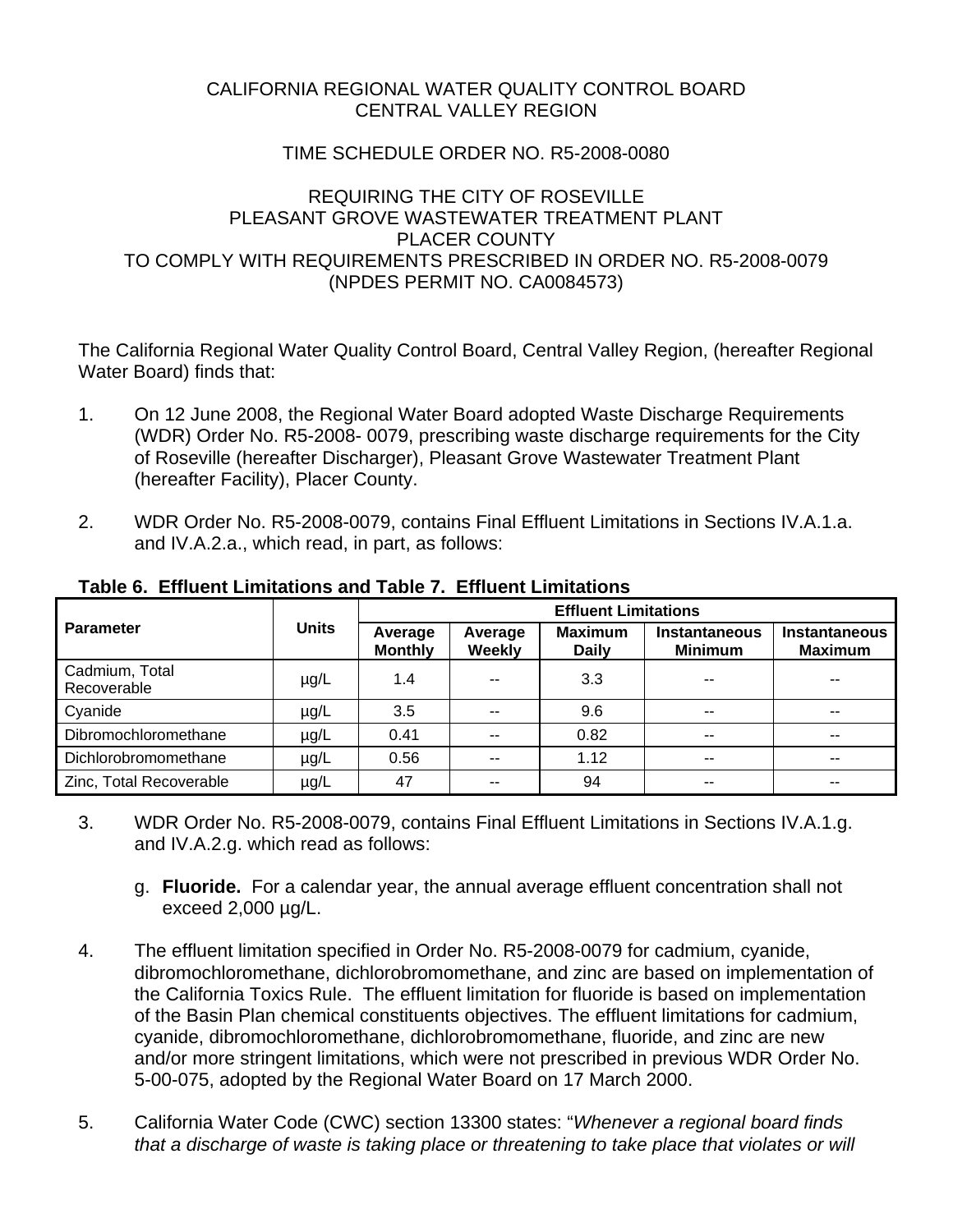CALIFORNIA REGIONAL WATER QUALITY CONTROL BOARD
CENTRAL VALLEY REGION

TIME SCHEDULE ORDER NO. R5-2008-0080

REQUIRING THE CITY OF ROSEVILLE
PLEASANT GROVE WASTEWATER TREATMENT PLANT
PLACER COUNTY
TO COMPLY WITH REQUIREMENTS PRESCRIBED IN ORDER NO. R5-2008-0079
(NPDES PERMIT NO. CA0084573)

The California Regional Water Quality Control Board, Central Valley Region, (hereafter Regional Water Board) finds that:

1. On 12 June 2008, the Regional Water Board adopted Waste Discharge Requirements (WDR) Order No. R5-2008- 0079, prescribing waste discharge requirements for the City of Roseville (hereafter Discharger), Pleasant Grove Wastewater Treatment Plant (hereafter Facility), Placer County.

2. WDR Order No. R5-2008-0079, contains Final Effluent Limitations in Sections IV.A.1.a. and IV.A.2.a., which read, in part, as follows:

**Table 6. Effluent Limitations and Table 7. Effluent Limitations**

| Parameter | Units | Effluent Limitations | | | | |
|---|---|---|---|---|---|---|
| | | Average Monthly | Average Weekly | Maximum Daily | Instantaneous Minimum | Instantaneous Maximum |
| Cadmium, Total Recoverable | µg/L | 1.4 | -- | 3.3 | -- | -- |
| Cyanide | µg/L | 3.5 | -- | 9.6 | -- | -- |
| Dibromochloromethane | µg/L | 0.41 | -- | 0.82 | -- | -- |
| Dichlorobromomethane | µg/L | 0.56 | -- | 1.12 | -- | -- |
| Zinc, Total Recoverable | µg/L | 47 | -- | 94 | -- | -- |

3. WDR Order No. R5-2008-0079, contains Final Effluent Limitations in Sections IV.A.1.g. and IV.A.2.g. which read as follows:

   g. **Fluoride.** For a calendar year, the annual average effluent concentration shall not exceed 2,000 µg/L.

4. The effluent limitation specified in Order No. R5-2008-0079 for cadmium, cyanide, dibromochloromethane, dichlorobromomethane, and zinc are based on implementation of the California Toxics Rule. The effluent limitation for fluoride is based on implementation of the Basin Plan chemical constituents objectives. The effluent limitations for cadmium, cyanide, dibromochloromethane, dichlorobromomethane, fluoride, and zinc are new and/or more stringent limitations, which were not prescribed in previous WDR Order No. 5-00-075, adopted by the Regional Water Board on 17 March 2000.

5. California Water Code (CWC) section 13300 states: "*Whenever a regional board finds that a discharge of waste is taking place or threatening to take place that violates or will*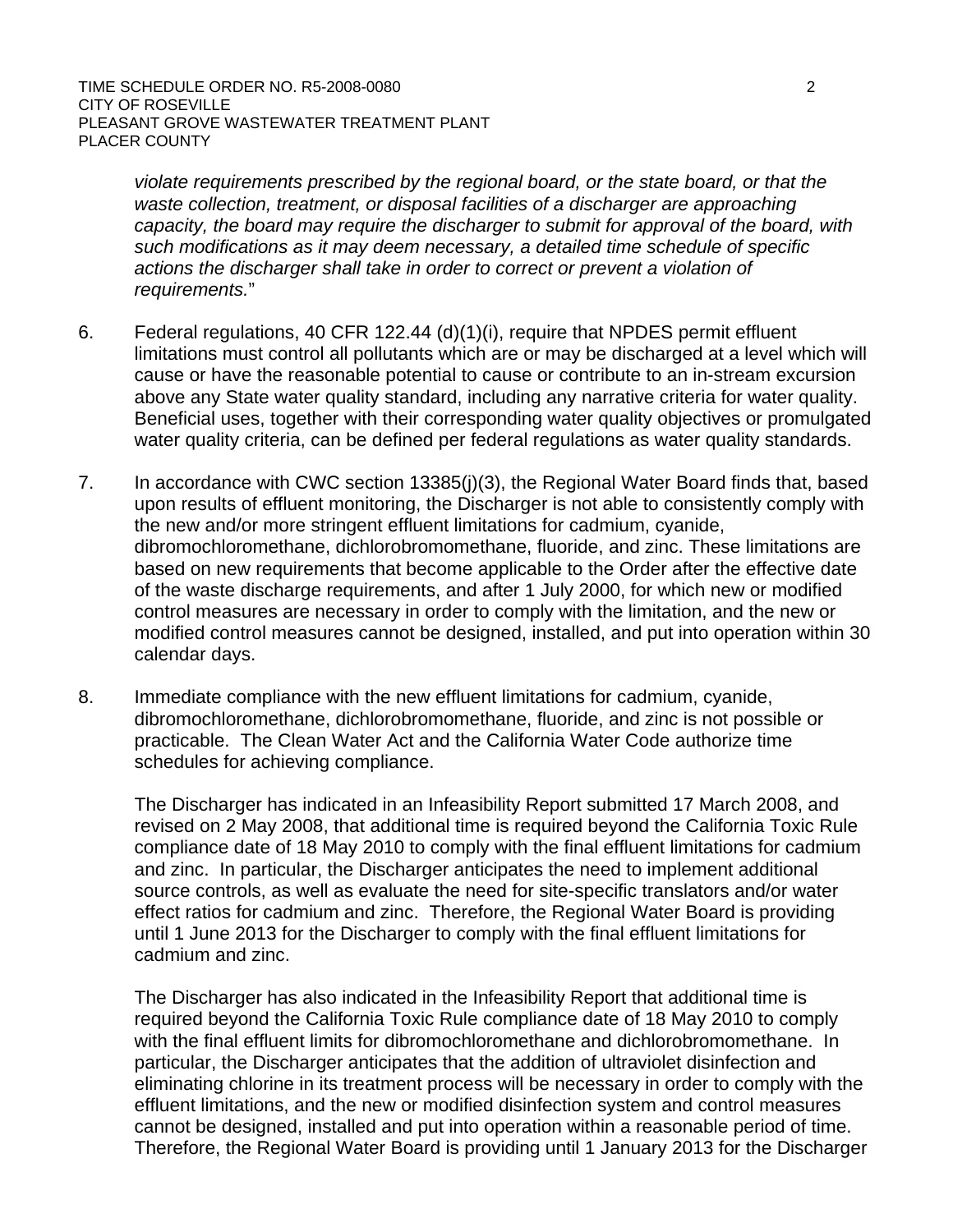*violate requirements prescribed by the regional board, or the state board, or that the waste collection, treatment, or disposal facilities of a discharger are approaching capacity, the board may require the discharger to submit for approval of the board, with such modifications as it may deem necessary, a detailed time schedule of specific actions the discharger shall take in order to correct or prevent a violation of requirements.*"

6. Federal regulations, 40 CFR 122.44 (d)(1)(i), require that NPDES permit effluent limitations must control all pollutants which are or may be discharged at a level which will cause or have the reasonable potential to cause or contribute to an in-stream excursion above any State water quality standard, including any narrative criteria for water quality. Beneficial uses, together with their corresponding water quality objectives or promulgated water quality criteria, can be defined per federal regulations as water quality standards.

7. In accordance with CWC section 13385(j)(3), the Regional Water Board finds that, based upon results of effluent monitoring, the Discharger is not able to consistently comply with the new and/or more stringent effluent limitations for cadmium, cyanide, dibromochloromethane, dichlorobromomethane, fluoride, and zinc. These limitations are based on new requirements that become applicable to the Order after the effective date of the waste discharge requirements, and after 1 July 2000, for which new or modified control measures are necessary in order to comply with the limitation, and the new or modified control measures cannot be designed, installed, and put into operation within 30 calendar days.

8. Immediate compliance with the new effluent limitations for cadmium, cyanide, dibromochloromethane, dichlorobromomethane, fluoride, and zinc is not possible or practicable. The Clean Water Act and the California Water Code authorize time schedules for achieving compliance.

   The Discharger has indicated in an Infeasibility Report submitted 17 March 2008, and revised on 2 May 2008, that additional time is required beyond the California Toxic Rule compliance date of 18 May 2010 to comply with the final effluent limitations for cadmium and zinc. In particular, the Discharger anticipates the need to implement additional source controls, as well as evaluate the need for site-specific translators and/or water effect ratios for cadmium and zinc. Therefore, the Regional Water Board is providing until 1 June 2013 for the Discharger to comply with the final effluent limitations for cadmium and zinc.

   The Discharger has also indicated in the Infeasibility Report that additional time is required beyond the California Toxic Rule compliance date of 18 May 2010 to comply with the final effluent limits for dibromochloromethane and dichlorobromomethane. In particular, the Discharger anticipates that the addition of ultraviolet disinfection and eliminating chlorine in its treatment process will be necessary in order to comply with the effluent limitations, and the new or modified disinfection system and control measures cannot be designed, installed and put into operation within a reasonable period of time. Therefore, the Regional Water Board is providing until 1 January 2013 for the Discharger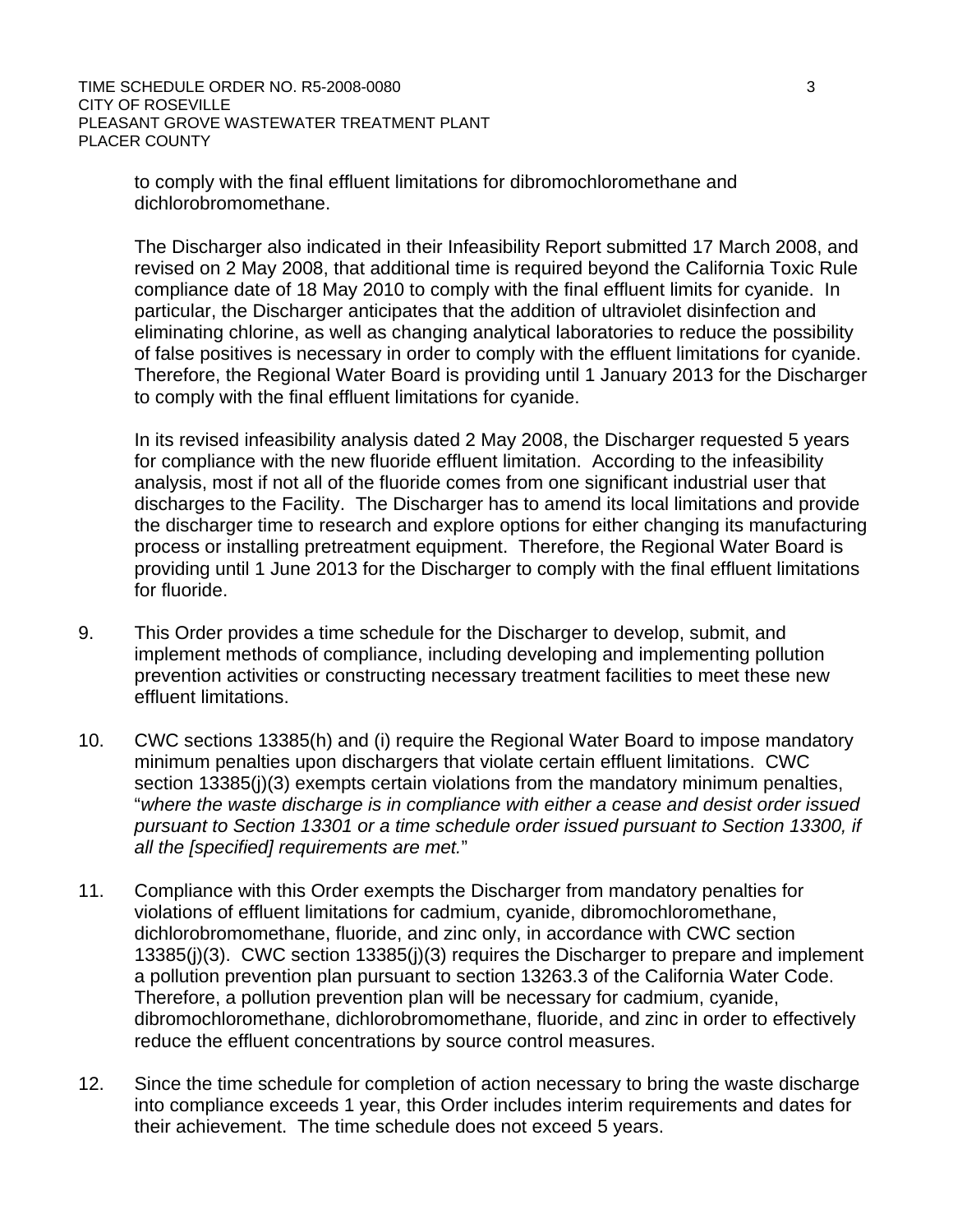to comply with the final effluent limitations for dibromochloromethane and dichlorobromomethane.

The Discharger also indicated in their Infeasibility Report submitted 17 March 2008, and revised on 2 May 2008, that additional time is required beyond the California Toxic Rule compliance date of 18 May 2010 to comply with the final effluent limits for cyanide. In particular, the Discharger anticipates that the addition of ultraviolet disinfection and eliminating chlorine, as well as changing analytical laboratories to reduce the possibility of false positives is necessary in order to comply with the effluent limitations for cyanide. Therefore, the Regional Water Board is providing until 1 January 2013 for the Discharger to comply with the final effluent limitations for cyanide.

In its revised infeasibility analysis dated 2 May 2008, the Discharger requested 5 years for compliance with the new fluoride effluent limitation. According to the infeasibility analysis, most if not all of the fluoride comes from one significant industrial user that discharges to the Facility. The Discharger has to amend its local limitations and provide the discharger time to research and explore options for either changing its manufacturing process or installing pretreatment equipment. Therefore, the Regional Water Board is providing until 1 June 2013 for the Discharger to comply with the final effluent limitations for fluoride.

9. This Order provides a time schedule for the Discharger to develop, submit, and implement methods of compliance, including developing and implementing pollution prevention activities or constructing necessary treatment facilities to meet these new effluent limitations.

10. CWC sections 13385(h) and (i) require the Regional Water Board to impose mandatory minimum penalties upon dischargers that violate certain effluent limitations. CWC section 13385(j)(3) exempts certain violations from the mandatory minimum penalties, "*where the waste discharge is in compliance with either a cease and desist order issued pursuant to Section 13301 or a time schedule order issued pursuant to Section 13300, if all the [specified] requirements are met.*"

11. Compliance with this Order exempts the Discharger from mandatory penalties for violations of effluent limitations for cadmium, cyanide, dibromochloromethane, dichlorobromomethane, fluoride, and zinc only, in accordance with CWC section 13385(j)(3). CWC section 13385(j)(3) requires the Discharger to prepare and implement a pollution prevention plan pursuant to section 13263.3 of the California Water Code. Therefore, a pollution prevention plan will be necessary for cadmium, cyanide, dibromochloromethane, dichlorobromomethane, fluoride, and zinc in order to effectively reduce the effluent concentrations by source control measures.

12. Since the time schedule for completion of action necessary to bring the waste discharge into compliance exceeds 1 year, this Order includes interim requirements and dates for their achievement. The time schedule does not exceed 5 years.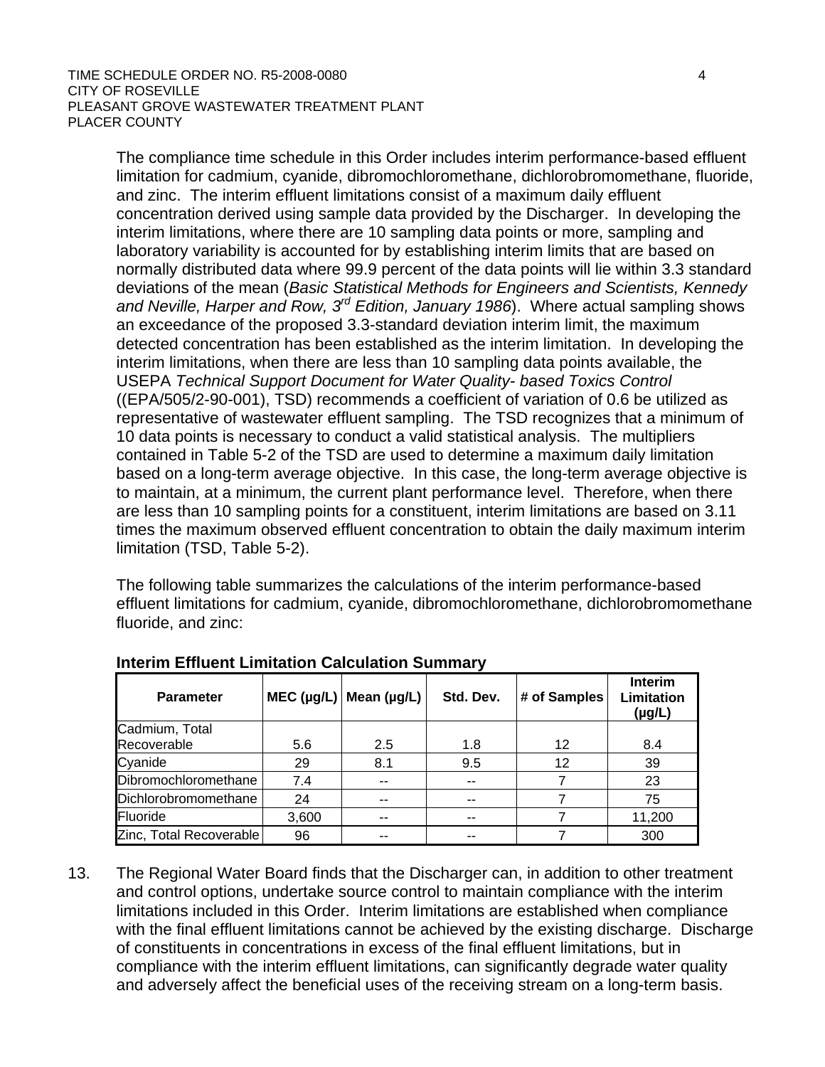The compliance time schedule in this Order includes interim performance-based effluent limitation for cadmium, cyanide, dibromochloromethane, dichlorobromomethane, fluoride, and zinc. The interim effluent limitations consist of a maximum daily effluent concentration derived using sample data provided by the Discharger. In developing the interim limitations, where there are 10 sampling data points or more, sampling and laboratory variability is accounted for by establishing interim limits that are based on normally distributed data where 99.9 percent of the data points will lie within 3.3 standard deviations of the mean (*Basic Statistical Methods for Engineers and Scientists, Kennedy and Neville, Harper and Row, 3rd Edition, January 1986*). Where actual sampling shows an exceedance of the proposed 3.3-standard deviation interim limit, the maximum detected concentration has been established as the interim limitation. In developing the interim limitations, when there are less than 10 sampling data points available, the USEPA *Technical Support Document for Water Quality- based Toxics Control* ((EPA/505/2-90-001), TSD) recommends a coefficient of variation of 0.6 be utilized as representative of wastewater effluent sampling. The TSD recognizes that a minimum of 10 data points is necessary to conduct a valid statistical analysis. The multipliers contained in Table 5-2 of the TSD are used to determine a maximum daily limitation based on a long-term average objective. In this case, the long-term average objective is to maintain, at a minimum, the current plant performance level. Therefore, when there are less than 10 sampling points for a constituent, interim limitations are based on 3.11 times the maximum observed effluent concentration to obtain the daily maximum interim limitation (TSD, Table 5-2).

The following table summarizes the calculations of the interim performance-based effluent limitations for cadmium, cyanide, dibromochloromethane, dichlorobromomethane fluoride, and zinc:

**Interim Effluent Limitation Calculation Summary**

| Parameter | MEC (µg/L) | Mean (µg/L) | Std. Dev. | # of Samples | Interim Limitation (µg/L) |
|---|---|---|---|---|---|
| Cadmium, Total Recoverable | 5.6 | 2.5 | 1.8 | 12 | 8.4 |
| Cyanide | 29 | 8.1 | 9.5 | 12 | 39 |
| Dibromochloromethane | 7.4 | -- | -- | 7 | 23 |
| Dichlorobromomethane | 24 | -- | -- | 7 | 75 |
| Fluoride | 3,600 | -- | -- | 7 | 11,200 |
| Zinc, Total Recoverable | 96 | -- | -- | 7 | 300 |

13. The Regional Water Board finds that the Discharger can, in addition to other treatment and control options, undertake source control to maintain compliance with the interim limitations included in this Order. Interim limitations are established when compliance with the final effluent limitations cannot be achieved by the existing discharge. Discharge of constituents in concentrations in excess of the final effluent limitations, but in compliance with the interim effluent limitations, can significantly degrade water quality and adversely affect the beneficial uses of the receiving stream on a long-term basis.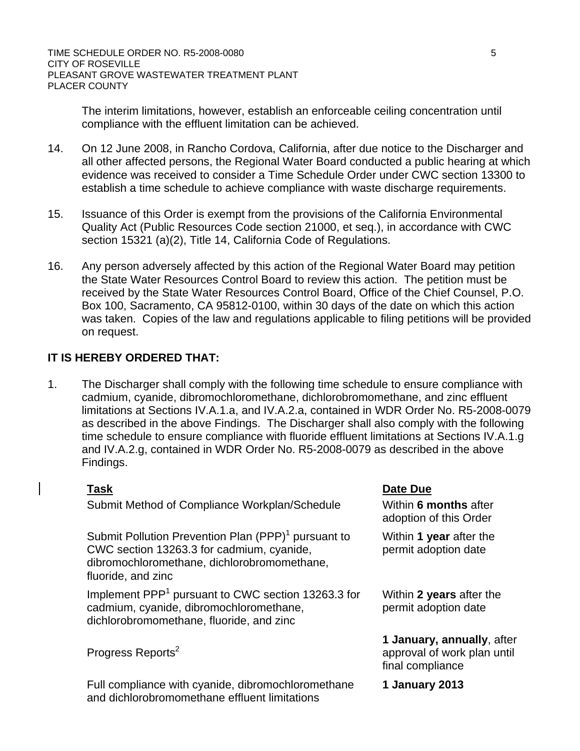The interim limitations, however, establish an enforceable ceiling concentration until compliance with the effluent limitation can be achieved.

14. On 12 June 2008, in Rancho Cordova, California, after due notice to the Discharger and all other affected persons, the Regional Water Board conducted a public hearing at which evidence was received to consider a Time Schedule Order under CWC section 13300 to establish a time schedule to achieve compliance with waste discharge requirements.

15. Issuance of this Order is exempt from the provisions of the California Environmental Quality Act (Public Resources Code section 21000, et seq.), in accordance with CWC section 15321 (a)(2), Title 14, California Code of Regulations.

16. Any person adversely affected by this action of the Regional Water Board may petition the State Water Resources Control Board to review this action. The petition must be received by the State Water Resources Control Board, Office of the Chief Counsel, P.O. Box 100, Sacramento, CA 95812-0100, within 30 days of the date on which this action was taken. Copies of the law and regulations applicable to filing petitions will be provided on request.

**IT IS HEREBY ORDERED THAT:**

1. The Discharger shall comply with the following time schedule to ensure compliance with cadmium, cyanide, dibromochloromethane, dichlorobromomethane, and zinc effluent limitations at Sections IV.A.1.a, and IV.A.2.a, contained in WDR Order No. R5-2008-0079 as described in the above Findings. The Discharger shall also comply with the following time schedule to ensure compliance with fluoride effluent limitations at Sections IV.A.1.g and IV.A.2.g, contained in WDR Order No. R5-2008-0079 as described in the above Findings.

| Task | Date Due |
|---|---|
| Submit Method of Compliance Workplan/Schedule | Within **6 months** after adoption of this Order |
| Submit Pollution Prevention Plan (PPP)[1] pursuant to CWC section 13263.3 for cadmium, cyanide, dibromochloromethane, dichlorobromomethane, fluoride, and zinc | Within **1 year** after the permit adoption date |
| Implement PPP[1] pursuant to CWC section 13263.3 for cadmium, cyanide, dibromochloromethane, dichlorobromomethane, fluoride, and zinc | Within **2 years** after the permit adoption date |
| Progress Reports[2] | **1 January, annually**, after approval of work plan until final compliance |
| Full compliance with cyanide, dibromochloromethane and dichlorobromomethane effluent limitations | **1 January 2013** |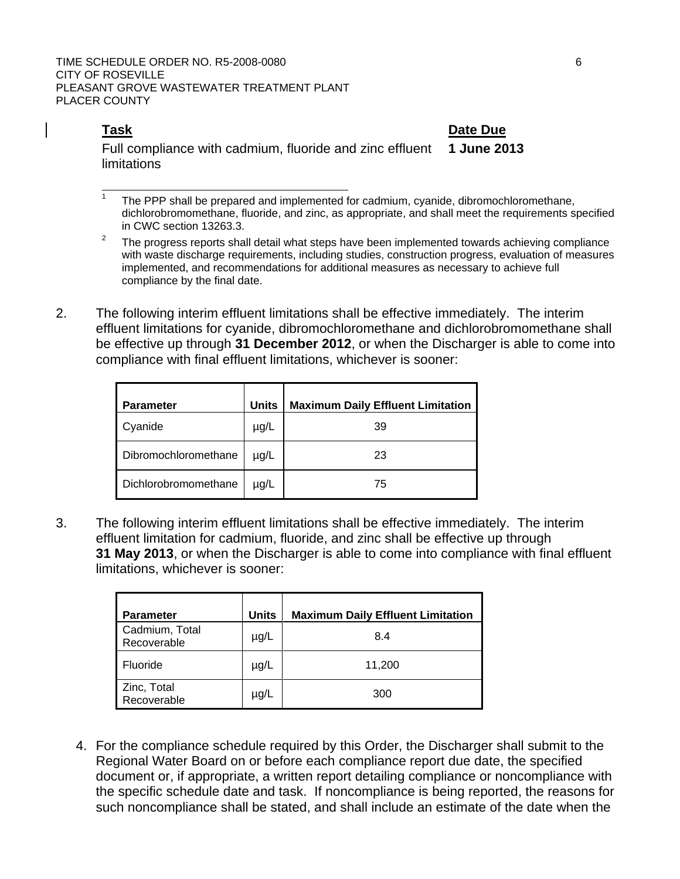| Task | Date Due |
|---|---|
| Full compliance with cadmium, fluoride and zinc effluent limitations | **1 June 2013** |

[1] The PPP shall be prepared and implemented for cadmium, cyanide, dibromochloromethane, dichlorobromomethane, fluoride, and zinc, as appropriate, and shall meet the requirements specified in CWC section 13263.3.

[2] The progress reports shall detail what steps have been implemented towards achieving compliance with waste discharge requirements, including studies, construction progress, evaluation of measures implemented, and recommendations for additional measures as necessary to achieve full compliance by the final date.

2. The following interim effluent limitations shall be effective immediately. The interim effluent limitations for cyanide, dibromochloromethane and dichlorobromomethane shall be effective up through **31 December 2012**, or when the Discharger is able to come into compliance with final effluent limitations, whichever is sooner:

| Parameter | Units | Maximum Daily Effluent Limitation |
|---|---|---|
| Cyanide | µg/L | 39 |
| Dibromochloromethane | µg/L | 23 |
| Dichlorobromomethane | µg/L | 75 |

3. The following interim effluent limitations shall be effective immediately. The interim effluent limitation for cadmium, fluoride, and zinc shall be effective up through **31 May 2013**, or when the Discharger is able to come into compliance with final effluent limitations, whichever is sooner:

| Parameter | Units | Maximum Daily Effluent Limitation |
|---|---|---|
| Cadmium, Total Recoverable | µg/L | 8.4 |
| Fluoride | µg/L | 11,200 |
| Zinc, Total Recoverable | µg/L | 300 |

4. For the compliance schedule required by this Order, the Discharger shall submit to the Regional Water Board on or before each compliance report due date, the specified document or, if appropriate, a written report detailing compliance or noncompliance with the specific schedule date and task. If noncompliance is being reported, the reasons for such noncompliance shall be stated, and shall include an estimate of the date when the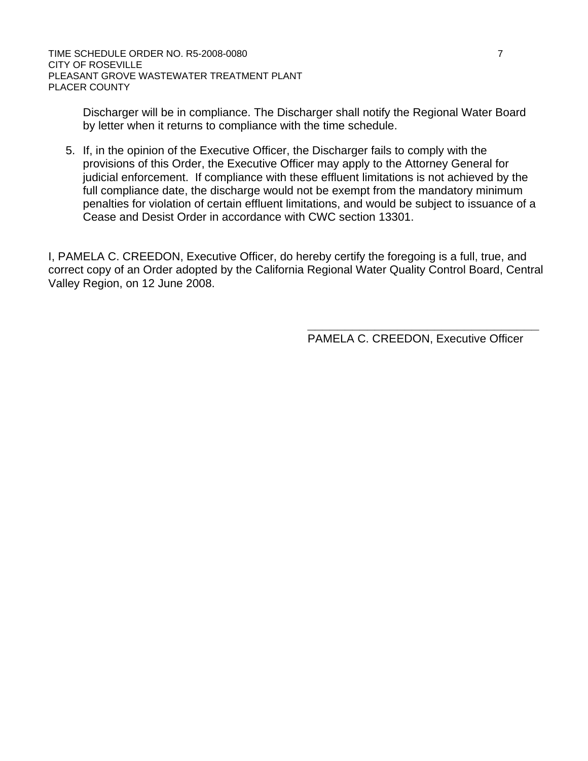Discharger will be in compliance. The Discharger shall notify the Regional Water Board by letter when it returns to compliance with the time schedule.

5. If, in the opinion of the Executive Officer, the Discharger fails to comply with the provisions of this Order, the Executive Officer may apply to the Attorney General for judicial enforcement. If compliance with these effluent limitations is not achieved by the full compliance date, the discharge would not be exempt from the mandatory minimum penalties for violation of certain effluent limitations, and would be subject to issuance of a Cease and Desist Order in accordance with CWC section 13301.

I, PAMELA C. CREEDON, Executive Officer, do hereby certify the foregoing is a full, true, and correct copy of an Order adopted by the California Regional Water Quality Control Board, Central Valley Region, on 12 June 2008.

_____________________________________

PAMELA C. CREEDON, Executive Officer